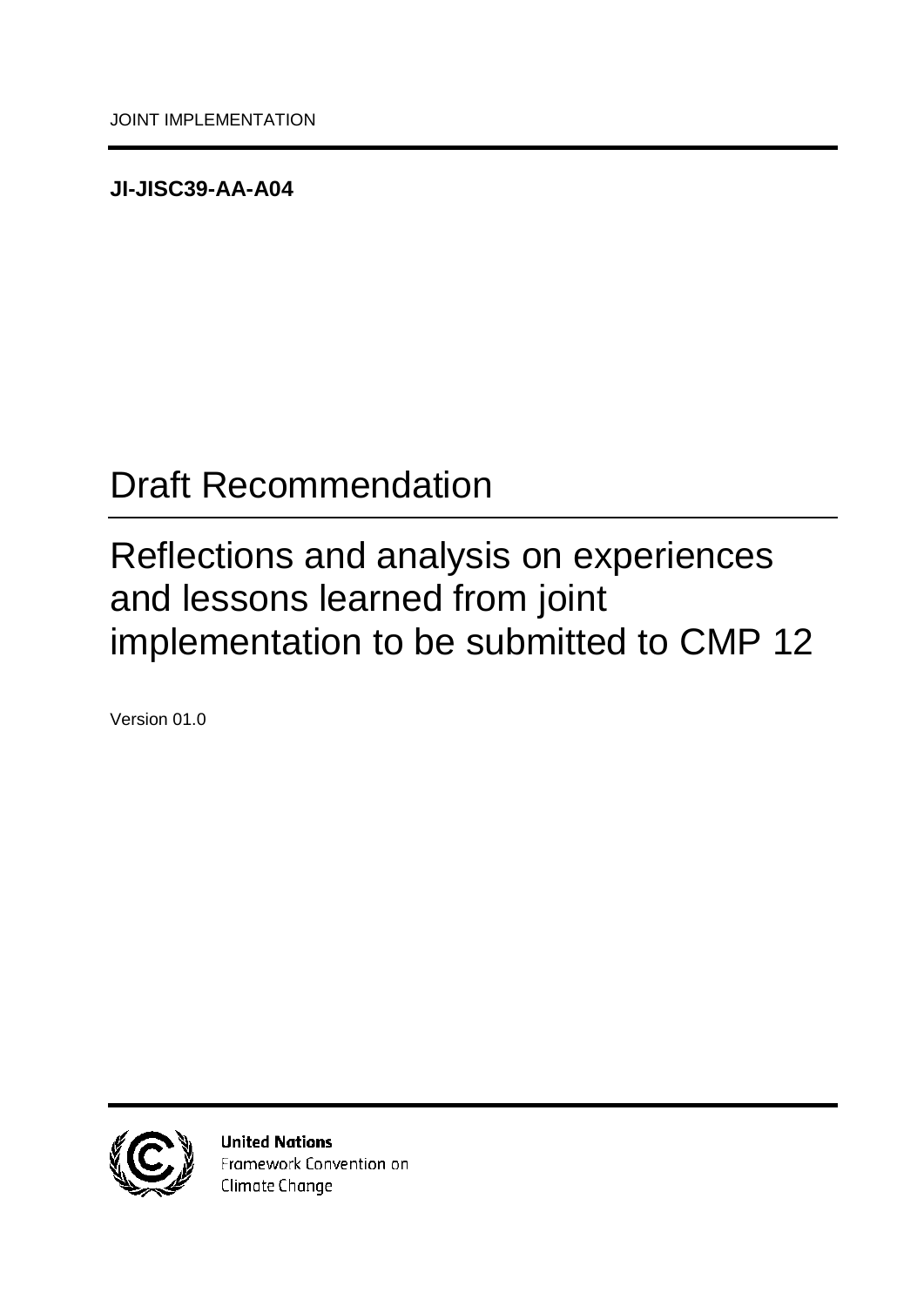JOINT IMPLEMENTATION

**JI-JISC39-AA-A04**

# Draft Recommendation

# Reflections and analysis on experiences and lessons learned from joint implementation to be submitted to CMP 12

Version 01.0

**United Nations**
Framework Convention on
Climate Change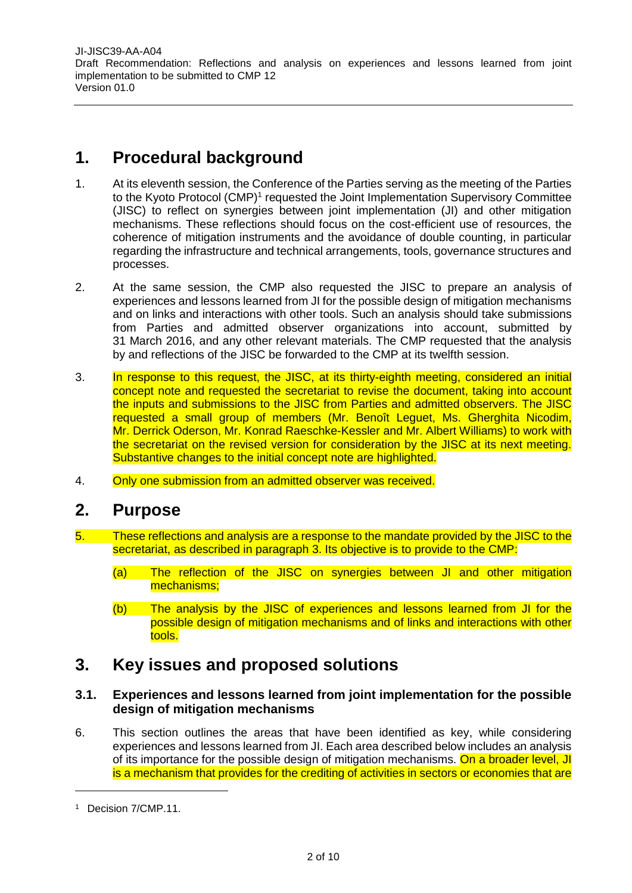# 1. Procedural background

1. At its eleventh session, the Conference of the Parties serving as the meeting of the Parties to the Kyoto Protocol (CMP)[1] requested the Joint Implementation Supervisory Committee (JISC) to reflect on synergies between joint implementation (JI) and other mitigation mechanisms. These reflections should focus on the cost-efficient use of resources, the coherence of mitigation instruments and the avoidance of double counting, in particular regarding the infrastructure and technical arrangements, tools, governance structures and processes.

2. At the same session, the CMP also requested the JISC to prepare an analysis of experiences and lessons learned from JI for the possible design of mitigation mechanisms and on links and interactions with other tools. Such an analysis should take submissions from Parties and admitted observer organizations into account, submitted by 31 March 2016, and any other relevant materials. The CMP requested that the analysis by and reflections of the JISC be forwarded to the CMP at its twelfth session.

3. In response to this request, the JISC, at its thirty-eighth meeting, considered an initial concept note and requested the secretariat to revise the document, taking into account the inputs and submissions to the JISC from Parties and admitted observers. The JISC requested a small group of members (Mr. Benoît Leguet, Ms. Gherghita Nicodim, Mr. Derrick Oderson, Mr. Konrad Raeschke-Kessler and Mr. Albert Williams) to work with the secretariat on the revised version for consideration by the JISC at its next meeting. Substantive changes to the initial concept note are highlighted.

4. Only one submission from an admitted observer was received.

# 2. Purpose

5. These reflections and analysis are a response to the mandate provided by the JISC to the secretariat, as described in paragraph 3. Its objective is to provide to the CMP:

   (a) The reflection of the JISC on synergies between JI and other mitigation mechanisms;

   (b) The analysis by the JISC of experiences and lessons learned from JI for the possible design of mitigation mechanisms and of links and interactions with other tools.

# 3. Key issues and proposed solutions

## 3.1. Experiences and lessons learned from joint implementation for the possible design of mitigation mechanisms

6. This section outlines the areas that have been identified as key, while considering experiences and lessons learned from JI. Each area described below includes an analysis of its importance for the possible design of mitigation mechanisms. On a broader level, JI is a mechanism that provides for the crediting of activities in sectors or economies that are

---

[1] Decision 7/CMP.11.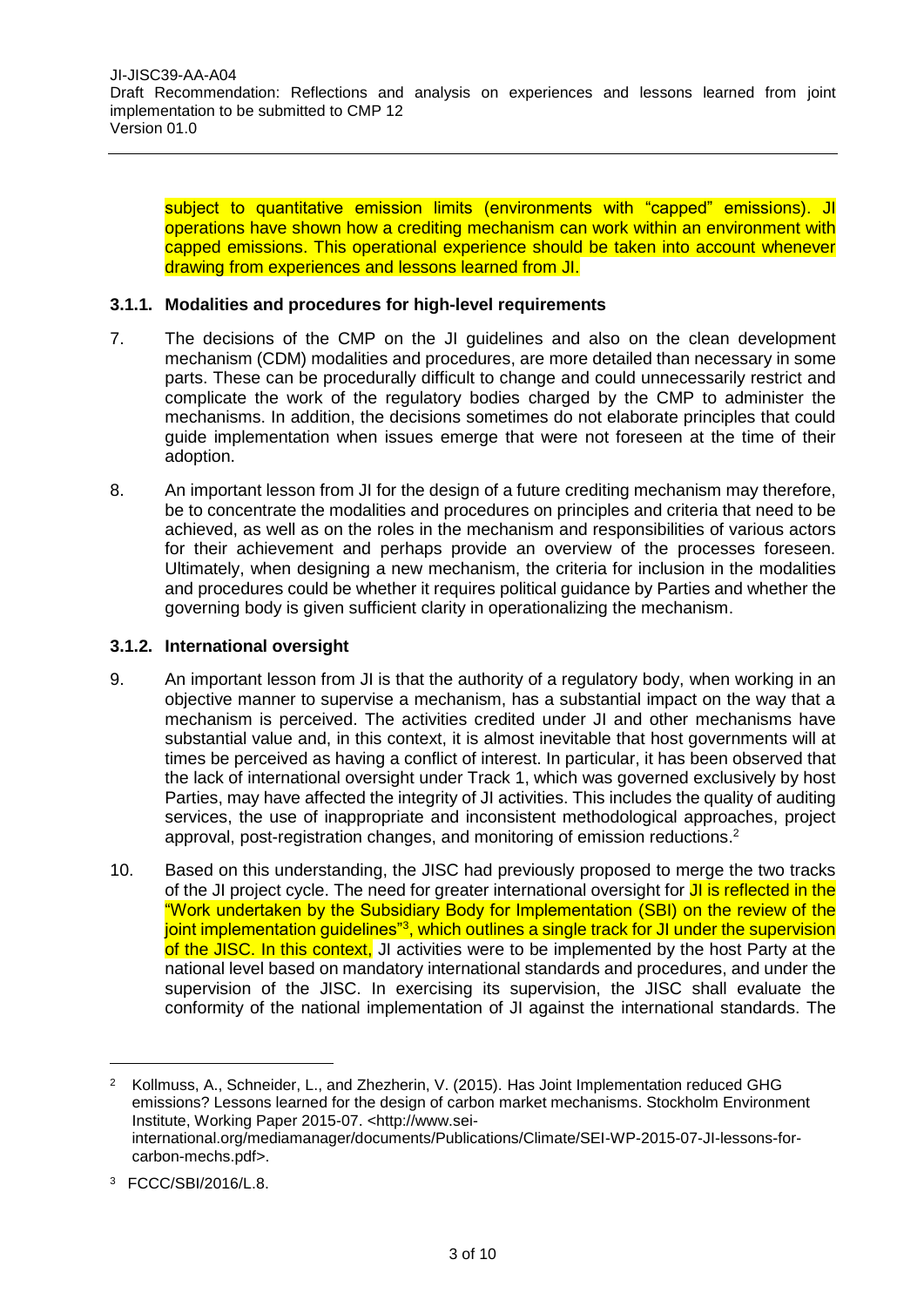subject to quantitative emission limits (environments with "capped" emissions). JI operations have shown how a crediting mechanism can work within an environment with capped emissions. This operational experience should be taken into account whenever drawing from experiences and lessons learned from JI.

### 3.1.1. Modalities and procedures for high-level requirements

7. The decisions of the CMP on the JI guidelines and also on the clean development mechanism (CDM) modalities and procedures, are more detailed than necessary in some parts. These can be procedurally difficult to change and could unnecessarily restrict and complicate the work of the regulatory bodies charged by the CMP to administer the mechanisms. In addition, the decisions sometimes do not elaborate principles that could guide implementation when issues emerge that were not foreseen at the time of their adoption.

8. An important lesson from JI for the design of a future crediting mechanism may therefore, be to concentrate the modalities and procedures on principles and criteria that need to be achieved, as well as on the roles in the mechanism and responsibilities of various actors for their achievement and perhaps provide an overview of the processes foreseen. Ultimately, when designing a new mechanism, the criteria for inclusion in the modalities and procedures could be whether it requires political guidance by Parties and whether the governing body is given sufficient clarity in operationalizing the mechanism.

### 3.1.2. International oversight

9. An important lesson from JI is that the authority of a regulatory body, when working in an objective manner to supervise a mechanism, has a substantial impact on the way that a mechanism is perceived. The activities credited under JI and other mechanisms have substantial value and, in this context, it is almost inevitable that host governments will at times be perceived as having a conflict of interest. In particular, it has been observed that the lack of international oversight under Track 1, which was governed exclusively by host Parties, may have affected the integrity of JI activities. This includes the quality of auditing services, the use of inappropriate and inconsistent methodological approaches, project approval, post-registration changes, and monitoring of emission reductions.[2]

10. Based on this understanding, the JISC had previously proposed to merge the two tracks of the JI project cycle. The need for greater international oversight for JI is reflected in the "Work undertaken by the Subsidiary Body for Implementation (SBI) on the review of the joint implementation guidelines"[3], which outlines a single track for JI under the supervision of the JISC. In this context, JI activities were to be implemented by the host Party at the national level based on mandatory international standards and procedures, and under the supervision of the JISC. In exercising its supervision, the JISC shall evaluate the conformity of the national implementation of JI against the international standards. The

---

[2] Kollmuss, A., Schneider, L., and Zhezherin, V. (2015). Has Joint Implementation reduced GHG emissions? Lessons learned for the design of carbon market mechanisms. Stockholm Environment Institute, Working Paper 2015-07. <http://www.sei-international.org/mediamanager/documents/Publications/Climate/SEI-WP-2015-07-JI-lessons-for-carbon-mechs.pdf>.

[3] FCCC/SBI/2016/L.8.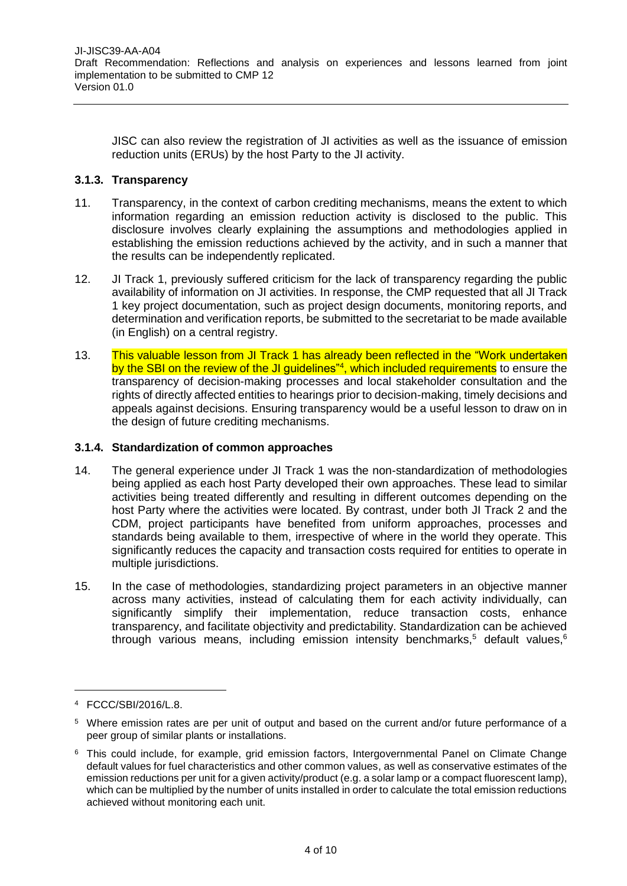JISC can also review the registration of JI activities as well as the issuance of emission reduction units (ERUs) by the host Party to the JI activity.

### 3.1.3. Transparency

11. Transparency, in the context of carbon crediting mechanisms, means the extent to which information regarding an emission reduction activity is disclosed to the public. This disclosure involves clearly explaining the assumptions and methodologies applied in establishing the emission reductions achieved by the activity, and in such a manner that the results can be independently replicated.

12. JI Track 1, previously suffered criticism for the lack of transparency regarding the public availability of information on JI activities. In response, the CMP requested that all JI Track 1 key project documentation, such as project design documents, monitoring reports, and determination and verification reports, be submitted to the secretariat to be made available (in English) on a central registry.

13. This valuable lesson from JI Track 1 has already been reflected in the "Work undertaken by the SBI on the review of the JI guidelines"[4], which included requirements to ensure the transparency of decision-making processes and local stakeholder consultation and the rights of directly affected entities to hearings prior to decision-making, timely decisions and appeals against decisions. Ensuring transparency would be a useful lesson to draw on in the design of future crediting mechanisms.

### 3.1.4. Standardization of common approaches

14. The general experience under JI Track 1 was the non-standardization of methodologies being applied as each host Party developed their own approaches. These lead to similar activities being treated differently and resulting in different outcomes depending on the host Party where the activities were located. By contrast, under both JI Track 2 and the CDM, project participants have benefited from uniform approaches, processes and standards being available to them, irrespective of where in the world they operate. This significantly reduces the capacity and transaction costs required for entities to operate in multiple jurisdictions.

15. In the case of methodologies, standardizing project parameters in an objective manner across many activities, instead of calculating them for each activity individually, can significantly simplify their implementation, reduce transaction costs, enhance transparency, and facilitate objectivity and predictability. Standardization can be achieved through various means, including emission intensity benchmarks,[5] default values,[6]

---

[4] FCCC/SBI/2016/L.8.

[5] Where emission rates are per unit of output and based on the current and/or future performance of a peer group of similar plants or installations.

[6] This could include, for example, grid emission factors, Intergovernmental Panel on Climate Change default values for fuel characteristics and other common values, as well as conservative estimates of the emission reductions per unit for a given activity/product (e.g. a solar lamp or a compact fluorescent lamp), which can be multiplied by the number of units installed in order to calculate the total emission reductions achieved without monitoring each unit.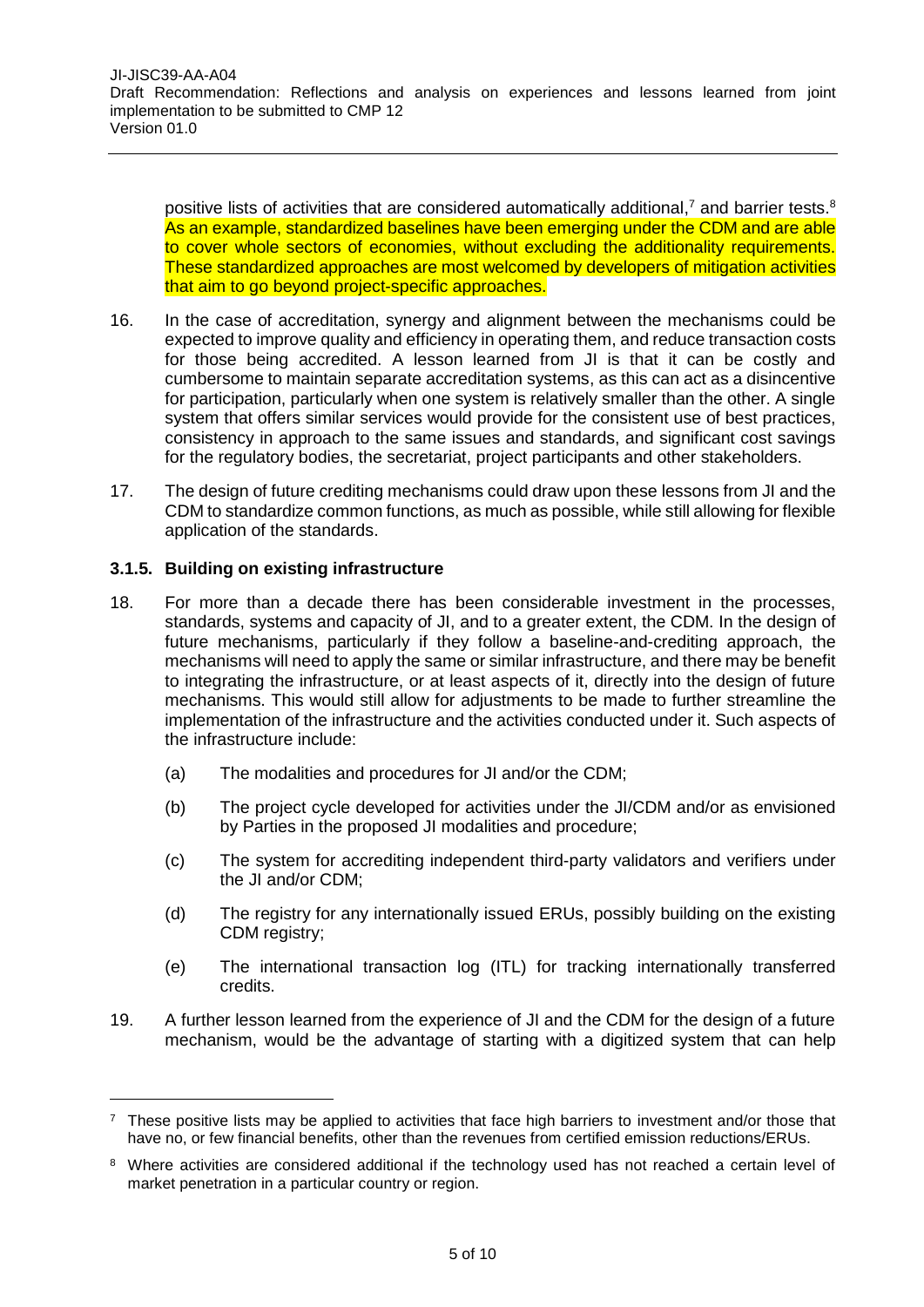positive lists of activities that are considered automatically additional,[7] and barrier tests.[8] As an example, standardized baselines have been emerging under the CDM and are able to cover whole sectors of economies, without excluding the additionality requirements. These standardized approaches are most welcomed by developers of mitigation activities that aim to go beyond project-specific approaches.

16. In the case of accreditation, synergy and alignment between the mechanisms could be expected to improve quality and efficiency in operating them, and reduce transaction costs for those being accredited. A lesson learned from JI is that it can be costly and cumbersome to maintain separate accreditation systems, as this can act as a disincentive for participation, particularly when one system is relatively smaller than the other. A single system that offers similar services would provide for the consistent use of best practices, consistency in approach to the same issues and standards, and significant cost savings for the regulatory bodies, the secretariat, project participants and other stakeholders.

17. The design of future crediting mechanisms could draw upon these lessons from JI and the CDM to standardize common functions, as much as possible, while still allowing for flexible application of the standards.

### 3.1.5. Building on existing infrastructure

18. For more than a decade there has been considerable investment in the processes, standards, systems and capacity of JI, and to a greater extent, the CDM. In the design of future mechanisms, particularly if they follow a baseline-and-crediting approach, the mechanisms will need to apply the same or similar infrastructure, and there may be benefit to integrating the infrastructure, or at least aspects of it, directly into the design of future mechanisms. This would still allow for adjustments to be made to further streamline the implementation of the infrastructure and the activities conducted under it. Such aspects of the infrastructure include:

    (a) The modalities and procedures for JI and/or the CDM;

    (b) The project cycle developed for activities under the JI/CDM and/or as envisioned by Parties in the proposed JI modalities and procedure;

    (c) The system for accrediting independent third-party validators and verifiers under the JI and/or CDM;

    (d) The registry for any internationally issued ERUs, possibly building on the existing CDM registry;

    (e) The international transaction log (ITL) for tracking internationally transferred credits.

19. A further lesson learned from the experience of JI and the CDM for the design of a future mechanism, would be the advantage of starting with a digitized system that can help

---

[7] These positive lists may be applied to activities that face high barriers to investment and/or those that have no, or few financial benefits, other than the revenues from certified emission reductions/ERUs.

[8] Where activities are considered additional if the technology used has not reached a certain level of market penetration in a particular country or region.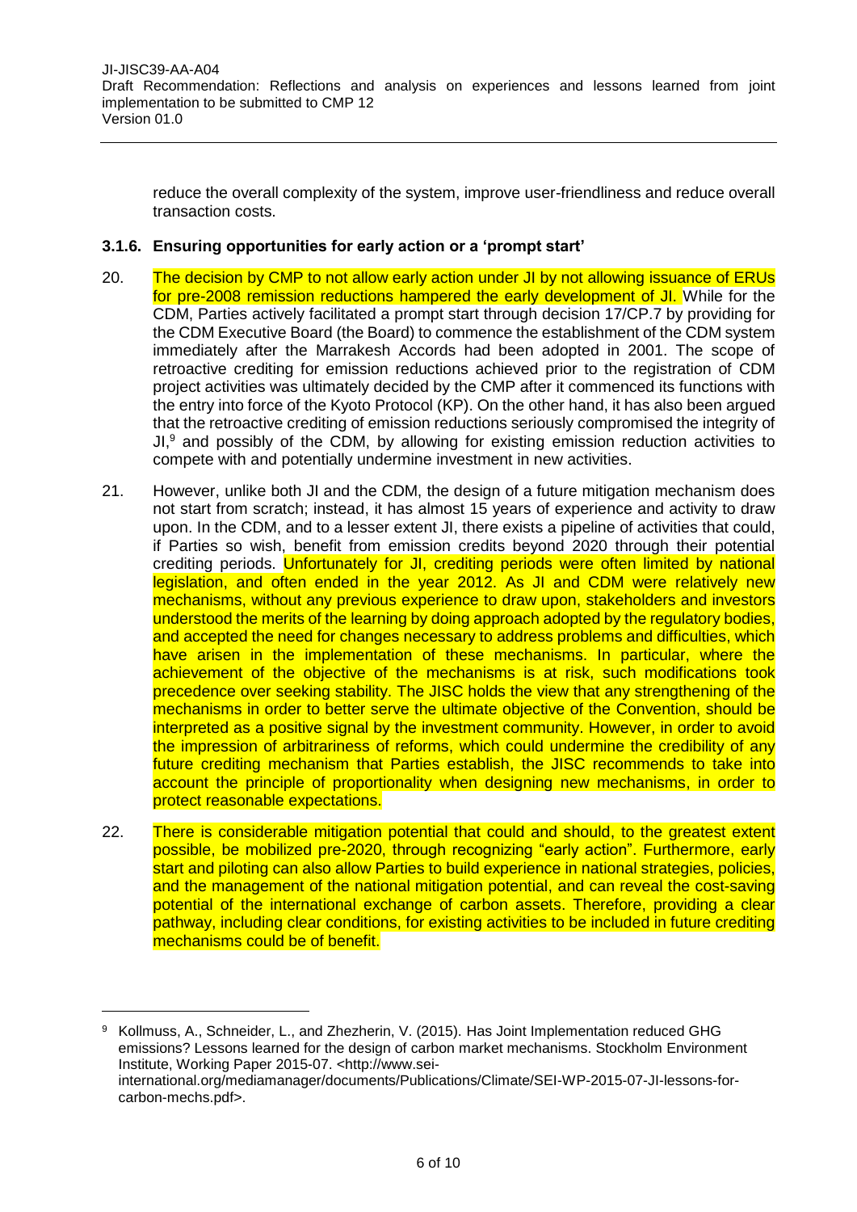reduce the overall complexity of the system, improve user-friendliness and reduce overall transaction costs.

### 3.1.6. Ensuring opportunities for early action or a 'prompt start'

20. The decision by CMP to not allow early action under JI by not allowing issuance of ERUs for pre-2008 remission reductions hampered the early development of JI. While for the CDM, Parties actively facilitated a prompt start through decision 17/CP.7 by providing for the CDM Executive Board (the Board) to commence the establishment of the CDM system immediately after the Marrakesh Accords had been adopted in 2001. The scope of retroactive crediting for emission reductions achieved prior to the registration of CDM project activities was ultimately decided by the CMP after it commenced its functions with the entry into force of the Kyoto Protocol (KP). On the other hand, it has also been argued that the retroactive crediting of emission reductions seriously compromised the integrity of JI,[9] and possibly of the CDM, by allowing for existing emission reduction activities to compete with and potentially undermine investment in new activities.

21. However, unlike both JI and the CDM, the design of a future mitigation mechanism does not start from scratch; instead, it has almost 15 years of experience and activity to draw upon. In the CDM, and to a lesser extent JI, there exists a pipeline of activities that could, if Parties so wish, benefit from emission credits beyond 2020 through their potential crediting periods. Unfortunately for JI, crediting periods were often limited by national legislation, and often ended in the year 2012. As JI and CDM were relatively new mechanisms, without any previous experience to draw upon, stakeholders and investors understood the merits of the learning by doing approach adopted by the regulatory bodies, and accepted the need for changes necessary to address problems and difficulties, which have arisen in the implementation of these mechanisms. In particular, where the achievement of the objective of the mechanisms is at risk, such modifications took precedence over seeking stability. The JISC holds the view that any strengthening of the mechanisms in order to better serve the ultimate objective of the Convention, should be interpreted as a positive signal by the investment community. However, in order to avoid the impression of arbitrariness of reforms, which could undermine the credibility of any future crediting mechanism that Parties establish, the JISC recommends to take into account the principle of proportionality when designing new mechanisms, in order to protect reasonable expectations.

22. There is considerable mitigation potential that could and should, to the greatest extent possible, be mobilized pre-2020, through recognizing "early action". Furthermore, early start and piloting can also allow Parties to build experience in national strategies, policies, and the management of the national mitigation potential, and can reveal the cost-saving potential of the international exchange of carbon assets. Therefore, providing a clear pathway, including clear conditions, for existing activities to be included in future crediting mechanisms could be of benefit.

---

[9] Kollmuss, A., Schneider, L., and Zhezherin, V. (2015). Has Joint Implementation reduced GHG emissions? Lessons learned for the design of carbon market mechanisms. Stockholm Environment Institute, Working Paper 2015-07. <http://www.sei-international.org/mediamanager/documents/Publications/Climate/SEI-WP-2015-07-JI-lessons-for-carbon-mechs.pdf>.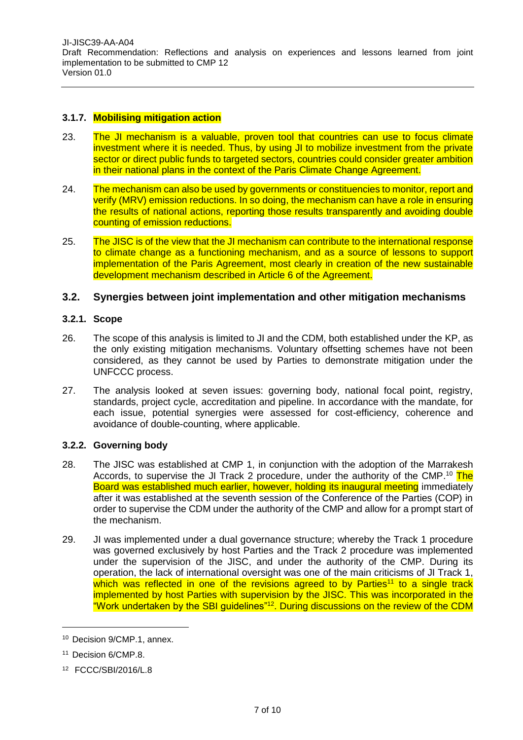### 3.1.7. Mobilising mitigation action

23. The JI mechanism is a valuable, proven tool that countries can use to focus climate investment where it is needed. Thus, by using JI to mobilize investment from the private sector or direct public funds to targeted sectors, countries could consider greater ambition in their national plans in the context of the Paris Climate Change Agreement.

24. The mechanism can also be used by governments or constituencies to monitor, report and verify (MRV) emission reductions. In so doing, the mechanism can have a role in ensuring the results of national actions, reporting those results transparently and avoiding double counting of emission reductions.

25. The JISC is of the view that the JI mechanism can contribute to the international response to climate change as a functioning mechanism, and as a source of lessons to support implementation of the Paris Agreement, most clearly in creation of the new sustainable development mechanism described in Article 6 of the Agreement.

## 3.2. Synergies between joint implementation and other mitigation mechanisms

### 3.2.1. Scope

26. The scope of this analysis is limited to JI and the CDM, both established under the KP, as the only existing mitigation mechanisms. Voluntary offsetting schemes have not been considered, as they cannot be used by Parties to demonstrate mitigation under the UNFCCC process.

27. The analysis looked at seven issues: governing body, national focal point, registry, standards, project cycle, accreditation and pipeline. In accordance with the mandate, for each issue, potential synergies were assessed for cost-efficiency, coherence and avoidance of double-counting, where applicable.

### 3.2.2. Governing body

28. The JISC was established at CMP 1, in conjunction with the adoption of the Marrakesh Accords, to supervise the JI Track 2 procedure, under the authority of the CMP.[10] The Board was established much earlier, however, holding its inaugural meeting immediately after it was established at the seventh session of the Conference of the Parties (COP) in order to supervise the CDM under the authority of the CMP and allow for a prompt start of the mechanism.

29. JI was implemented under a dual governance structure; whereby the Track 1 procedure was governed exclusively by host Parties and the Track 2 procedure was implemented under the supervision of the JISC, and under the authority of the CMP. During its operation, the lack of international oversight was one of the main criticisms of JI Track 1, which was reflected in one of the revisions agreed to by Parties[11] to a single track implemented by host Parties with supervision by the JISC. This was incorporated in the "Work undertaken by the SBI guidelines"[12]. During discussions on the review of the CDM

---

[10] Decision 9/CMP.1, annex.

[11] Decision 6/CMP.8.

[12] FCCC/SBI/2016/L.8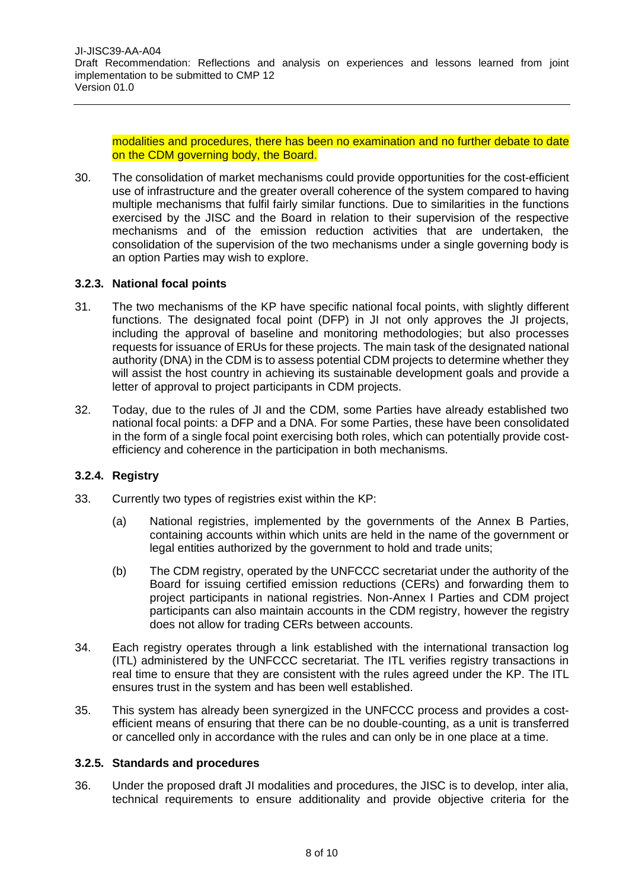modalities and procedures, there has been no examination and no further debate to date on the CDM governing body, the Board.

30. The consolidation of market mechanisms could provide opportunities for the cost-efficient use of infrastructure and the greater overall coherence of the system compared to having multiple mechanisms that fulfil fairly similar functions. Due to similarities in the functions exercised by the JISC and the Board in relation to their supervision of the respective mechanisms and of the emission reduction activities that are undertaken, the consolidation of the supervision of the two mechanisms under a single governing body is an option Parties may wish to explore.

### 3.2.3. National focal points

31. The two mechanisms of the KP have specific national focal points, with slightly different functions. The designated focal point (DFP) in JI not only approves the JI projects, including the approval of baseline and monitoring methodologies; but also processes requests for issuance of ERUs for these projects. The main task of the designated national authority (DNA) in the CDM is to assess potential CDM projects to determine whether they will assist the host country in achieving its sustainable development goals and provide a letter of approval to project participants in CDM projects.

32. Today, due to the rules of JI and the CDM, some Parties have already established two national focal points: a DFP and a DNA. For some Parties, these have been consolidated in the form of a single focal point exercising both roles, which can potentially provide cost-efficiency and coherence in the participation in both mechanisms.

### 3.2.4. Registry

33. Currently two types of registries exist within the KP:

    (a) National registries, implemented by the governments of the Annex B Parties, containing accounts within which units are held in the name of the government or legal entities authorized by the government to hold and trade units;

    (b) The CDM registry, operated by the UNFCCC secretariat under the authority of the Board for issuing certified emission reductions (CERs) and forwarding them to project participants in national registries. Non-Annex I Parties and CDM project participants can also maintain accounts in the CDM registry, however the registry does not allow for trading CERs between accounts.

34. Each registry operates through a link established with the international transaction log (ITL) administered by the UNFCCC secretariat. The ITL verifies registry transactions in real time to ensure that they are consistent with the rules agreed under the KP. The ITL ensures trust in the system and has been well established.

35. This system has already been synergized in the UNFCCC process and provides a cost-efficient means of ensuring that there can be no double-counting, as a unit is transferred or cancelled only in accordance with the rules and can only be in one place at a time.

### 3.2.5. Standards and procedures

36. Under the proposed draft JI modalities and procedures, the JISC is to develop, inter alia, technical requirements to ensure additionality and provide objective criteria for the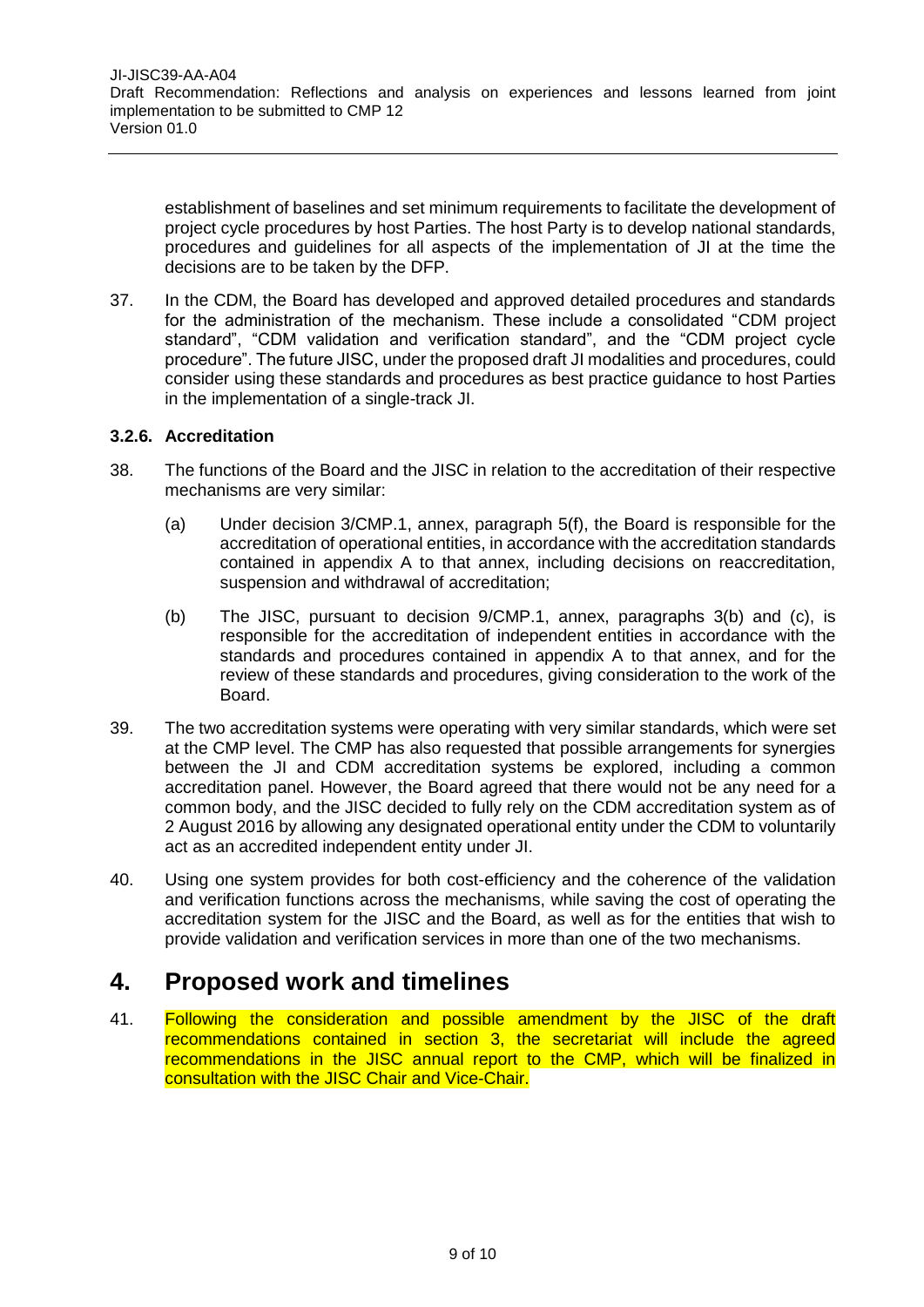establishment of baselines and set minimum requirements to facilitate the development of project cycle procedures by host Parties. The host Party is to develop national standards, procedures and guidelines for all aspects of the implementation of JI at the time the decisions are to be taken by the DFP.

37. In the CDM, the Board has developed and approved detailed procedures and standards for the administration of the mechanism. These include a consolidated "CDM project standard", "CDM validation and verification standard", and the "CDM project cycle procedure". The future JISC, under the proposed draft JI modalities and procedures, could consider using these standards and procedures as best practice guidance to host Parties in the implementation of a single-track JI.

### 3.2.6. Accreditation

38. The functions of the Board and the JISC in relation to the accreditation of their respective mechanisms are very similar:

    (a) Under decision 3/CMP.1, annex, paragraph 5(f), the Board is responsible for the accreditation of operational entities, in accordance with the accreditation standards contained in appendix A to that annex, including decisions on reaccreditation, suspension and withdrawal of accreditation;

    (b) The JISC, pursuant to decision 9/CMP.1, annex, paragraphs 3(b) and (c), is responsible for the accreditation of independent entities in accordance with the standards and procedures contained in appendix A to that annex, and for the review of these standards and procedures, giving consideration to the work of the Board.

39. The two accreditation systems were operating with very similar standards, which were set at the CMP level. The CMP has also requested that possible arrangements for synergies between the JI and CDM accreditation systems be explored, including a common accreditation panel. However, the Board agreed that there would not be any need for a common body, and the JISC decided to fully rely on the CDM accreditation system as of 2 August 2016 by allowing any designated operational entity under the CDM to voluntarily act as an accredited independent entity under JI.

40. Using one system provides for both cost-efficiency and the coherence of the validation and verification functions across the mechanisms, while saving the cost of operating the accreditation system for the JISC and the Board, as well as for the entities that wish to provide validation and verification services in more than one of the two mechanisms.

## 4. Proposed work and timelines

41. Following the consideration and possible amendment by the JISC of the draft recommendations contained in section 3, the secretariat will include the agreed recommendations in the JISC annual report to the CMP, which will be finalized in consultation with the JISC Chair and Vice-Chair.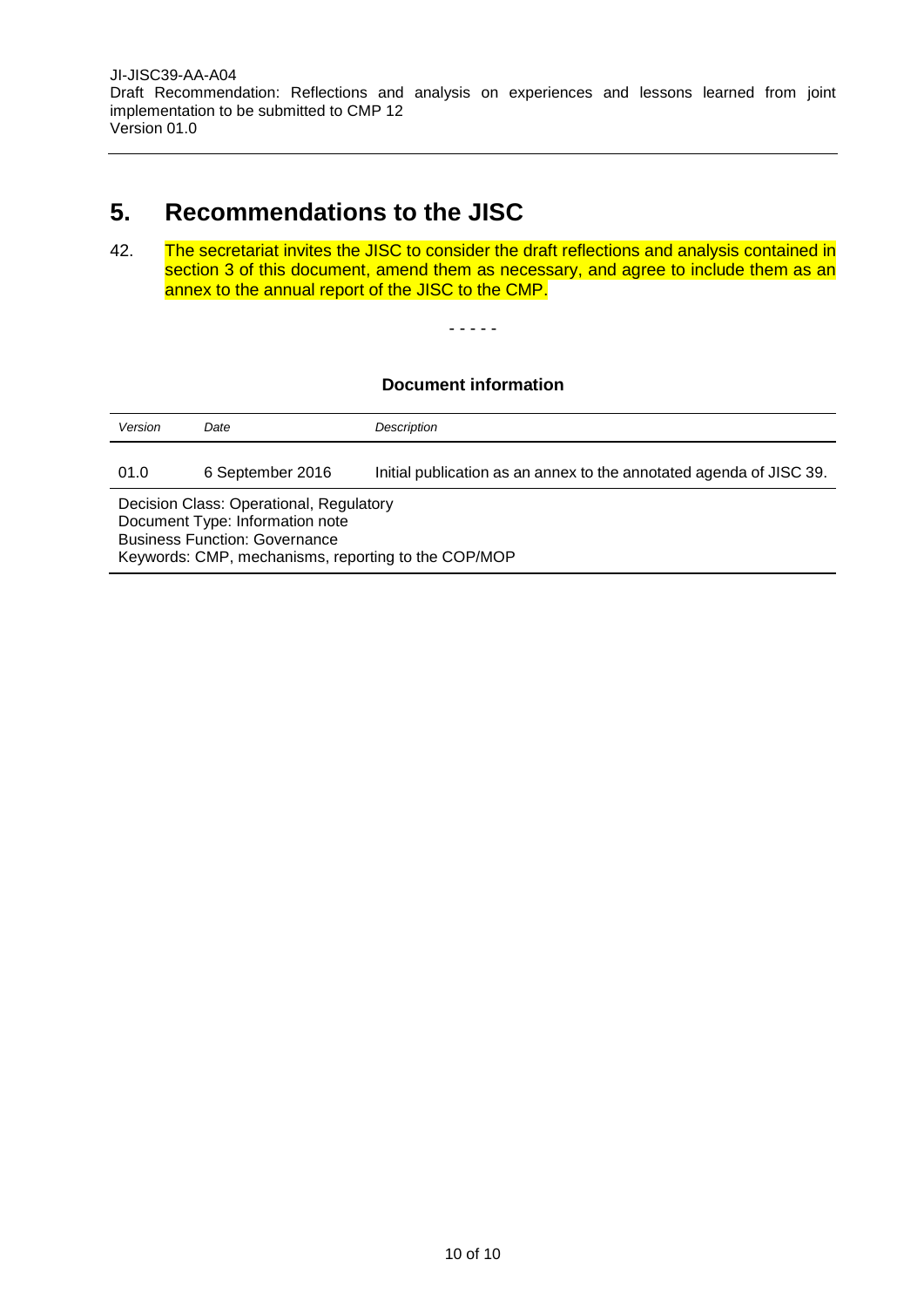## 5. Recommendations to the JISC

42. The secretariat invites the JISC to consider the draft reflections and analysis contained in section 3 of this document, amend them as necessary, and agree to include them as an annex to the annual report of the JISC to the CMP.

- - - - -

**Document information**

| *Version* | *Date* | *Description* |
|---|---|---|
| 01.0 | 6 September 2016 | Initial publication as an annex to the annotated agenda of JISC 39. |

Decision Class: Operational, Regulatory
Document Type: Information note
Business Function: Governance
Keywords: CMP, mechanisms, reporting to the COP/MOP